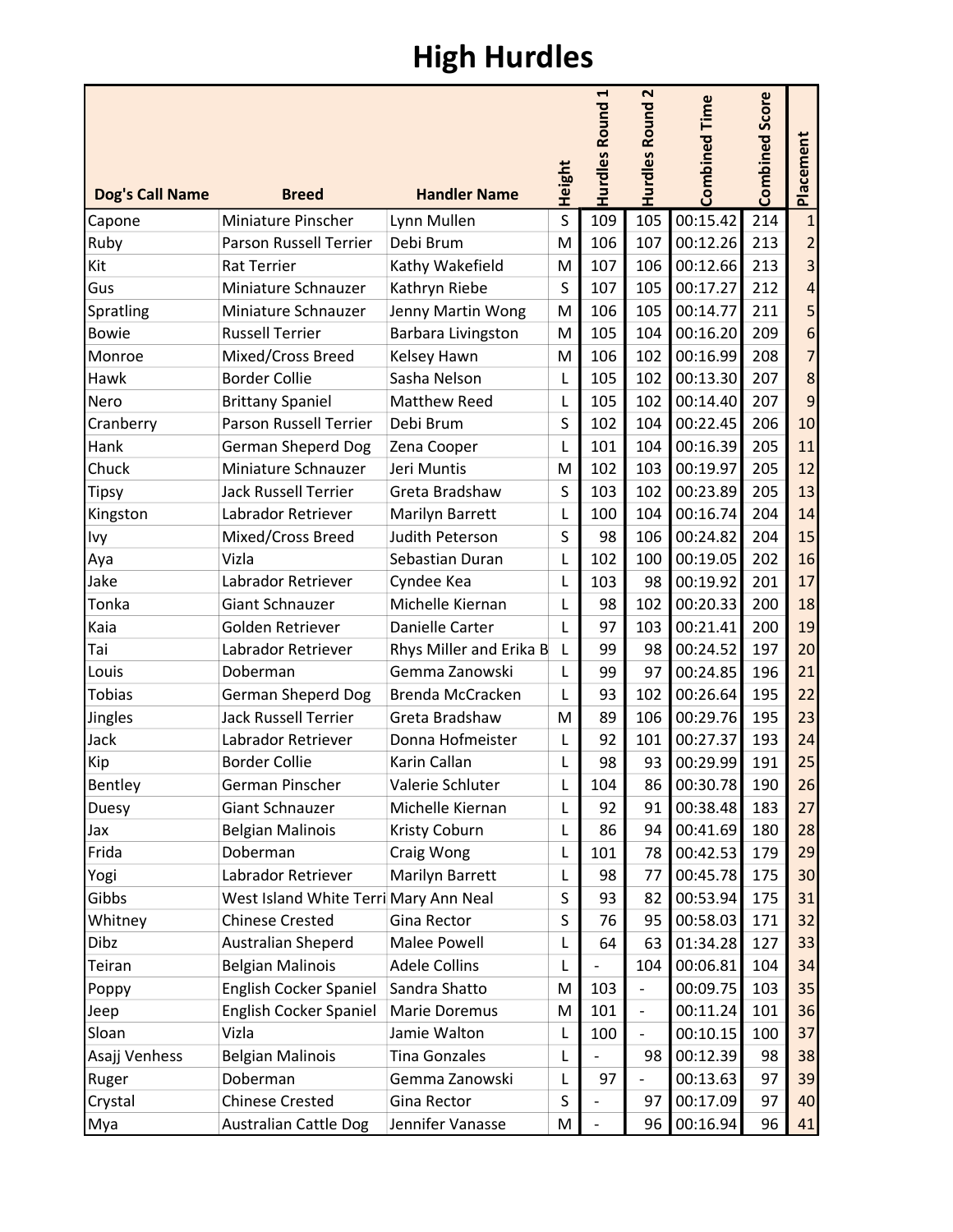# High Hurdles

| Dog's Call Name | Breed | Handler Name | Height | Hurdles Round 1 | Hurdles Round 2 | Combined Time | Combined Score | Placement |
|---|---|---|---|---|---|---|---|---|
| Capone | Miniature Pinscher | Lynn Mullen | S | 109 | 105 | 00:15.42 | 214 | 1 |
| Ruby | Parson Russell Terrier | Debi Brum | M | 106 | 107 | 00:12.26 | 213 | 2 |
| Kit | Rat Terrier | Kathy Wakefield | M | 107 | 106 | 00:12.66 | 213 | 3 |
| Gus | Miniature Schnauzer | Kathryn Riebe | S | 107 | 105 | 00:17.27 | 212 | 4 |
| Spratling | Miniature Schnauzer | Jenny Martin Wong | M | 106 | 105 | 00:14.77 | 211 | 5 |
| Bowie | Russell Terrier | Barbara Livingston | M | 105 | 104 | 00:16.20 | 209 | 6 |
| Monroe | Mixed/Cross Breed | Kelsey Hawn | M | 106 | 102 | 00:16.99 | 208 | 7 |
| Hawk | Border Collie | Sasha Nelson | L | 105 | 102 | 00:13.30 | 207 | 8 |
| Nero | Brittany Spaniel | Matthew Reed | L | 105 | 102 | 00:14.40 | 207 | 9 |
| Cranberry | Parson Russell Terrier | Debi Brum | S | 102 | 104 | 00:22.45 | 206 | 10 |
| Hank | German Sheperd Dog | Zena Cooper | L | 101 | 104 | 00:16.39 | 205 | 11 |
| Chuck | Miniature Schnauzer | Jeri Muntis | M | 102 | 103 | 00:19.97 | 205 | 12 |
| Tipsy | Jack Russell Terrier | Greta Bradshaw | S | 103 | 102 | 00:23.89 | 205 | 13 |
| Kingston | Labrador Retriever | Marilyn Barrett | L | 100 | 104 | 00:16.74 | 204 | 14 |
| Ivy | Mixed/Cross Breed | Judith Peterson | S | 98 | 106 | 00:24.82 | 204 | 15 |
| Aya | Vizla | Sebastian Duran | L | 102 | 100 | 00:19.05 | 202 | 16 |
| Jake | Labrador Retriever | Cyndee Kea | L | 103 | 98 | 00:19.92 | 201 | 17 |
| Tonka | Giant Schnauzer | Michelle Kiernan | L | 98 | 102 | 00:20.33 | 200 | 18 |
| Kaia | Golden Retriever | Danielle Carter | L | 97 | 103 | 00:21.41 | 200 | 19 |
| Tai | Labrador Retriever | Rhys Miller and Erika B | L | 99 | 98 | 00:24.52 | 197 | 20 |
| Louis | Doberman | Gemma Zanowski | L | 99 | 97 | 00:24.85 | 196 | 21 |
| Tobias | German Sheperd Dog | Brenda McCracken | L | 93 | 102 | 00:26.64 | 195 | 22 |
| Jingles | Jack Russell Terrier | Greta Bradshaw | M | 89 | 106 | 00:29.76 | 195 | 23 |
| Jack | Labrador Retriever | Donna Hofmeister | L | 92 | 101 | 00:27.37 | 193 | 24 |
| Kip | Border Collie | Karin Callan | L | 98 | 93 | 00:29.99 | 191 | 25 |
| Bentley | German Pinscher | Valerie Schluter | L | 104 | 86 | 00:30.78 | 190 | 26 |
| Duesy | Giant Schnauzer | Michelle Kiernan | L | 92 | 91 | 00:38.48 | 183 | 27 |
| Jax | Belgian Malinois | Kristy Coburn | L | 86 | 94 | 00:41.69 | 180 | 28 |
| Frida | Doberman | Craig Wong | L | 101 | 78 | 00:42.53 | 179 | 29 |
| Yogi | Labrador Retriever | Marilyn Barrett | L | 98 | 77 | 00:45.78 | 175 | 30 |
| Gibbs | West Island White Terri | Mary Ann Neal | S | 93 | 82 | 00:53.94 | 175 | 31 |
| Whitney | Chinese Crested | Gina Rector | S | 76 | 95 | 00:58.03 | 171 | 32 |
| Dibz | Australian Sheperd | Malee Powell | L | 64 | 63 | 01:34.28 | 127 | 33 |
| Teiran | Belgian Malinois | Adele Collins | L | - | 104 | 00:06.81 | 104 | 34 |
| Poppy | English Cocker Spaniel | Sandra Shatto | M | 103 | - | 00:09.75 | 103 | 35 |
| Jeep | English Cocker Spaniel | Marie Doremus | M | 101 | - | 00:11.24 | 101 | 36 |
| Sloan | Vizla | Jamie Walton | L | 100 | - | 00:10.15 | 100 | 37 |
| Asajj Venhess | Belgian Malinois | Tina Gonzales | L | - | 98 | 00:12.39 | 98 | 38 |
| Ruger | Doberman | Gemma Zanowski | L | 97 | - | 00:13.63 | 97 | 39 |
| Crystal | Chinese Crested | Gina Rector | S | - | 97 | 00:17.09 | 97 | 40 |
| Mya | Australian Cattle Dog | Jennifer Vanasse | M | - | 96 | 00:16.94 | 96 | 41 |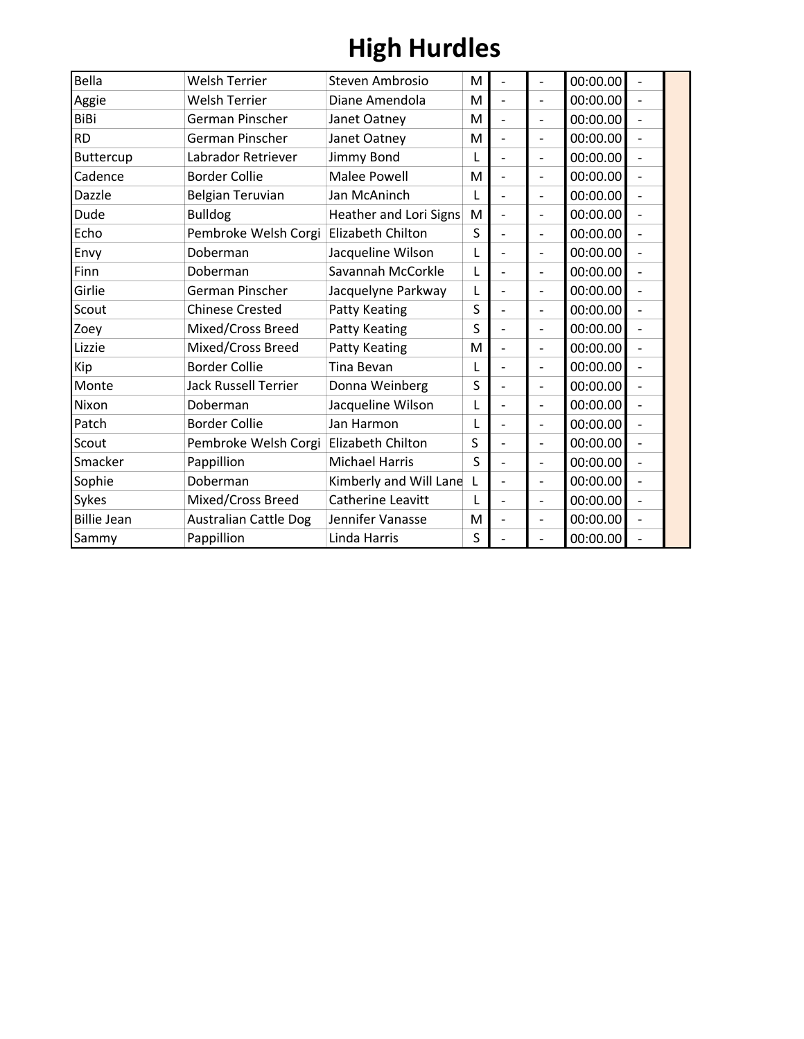# High Hurdles

| | | | | | | | | |
|---|---|---|---|---|---|---|---|---|
| Bella | Welsh Terrier | Steven Ambrosio | M | - | - | 00:00.00 | - | |
| Aggie | Welsh Terrier | Diane Amendola | M | - | - | 00:00.00 | - | |
| BiBi | German Pinscher | Janet Oatney | M | - | - | 00:00.00 | - | |
| RD | German Pinscher | Janet Oatney | M | - | - | 00:00.00 | - | |
| Buttercup | Labrador Retriever | Jimmy Bond | L | - | - | 00:00.00 | - | |
| Cadence | Border Collie | Malee Powell | M | - | - | 00:00.00 | - | |
| Dazzle | Belgian Teruvian | Jan McAninch | L | - | - | 00:00.00 | - | |
| Dude | Bulldog | Heather and Lori Signs | M | - | - | 00:00.00 | - | |
| Echo | Pembroke Welsh Corgi | Elizabeth Chilton | S | - | - | 00:00.00 | - | |
| Envy | Doberman | Jacqueline Wilson | L | - | - | 00:00.00 | - | |
| Finn | Doberman | Savannah McCorkle | L | - | - | 00:00.00 | - | |
| Girlie | German Pinscher | Jacquelyne Parkway | L | - | - | 00:00.00 | - | |
| Scout | Chinese Crested | Patty Keating | S | - | - | 00:00.00 | - | |
| Zoey | Mixed/Cross Breed | Patty Keating | S | - | - | 00:00.00 | - | |
| Lizzie | Mixed/Cross Breed | Patty Keating | M | - | - | 00:00.00 | - | |
| Kip | Border Collie | Tina Bevan | L | - | - | 00:00.00 | - | |
| Monte | Jack Russell Terrier | Donna Weinberg | S | - | - | 00:00.00 | - | |
| Nixon | Doberman | Jacqueline Wilson | L | - | - | 00:00.00 | - | |
| Patch | Border Collie | Jan Harmon | L | - | - | 00:00.00 | - | |
| Scout | Pembroke Welsh Corgi | Elizabeth Chilton | S | - | - | 00:00.00 | - | |
| Smacker | Pappillion | Michael Harris | S | - | - | 00:00.00 | - | |
| Sophie | Doberman | Kimberly and Will Lane | L | - | - | 00:00.00 | - | |
| Sykes | Mixed/Cross Breed | Catherine Leavitt | L | - | - | 00:00.00 | - | |
| Billie Jean | Australian Cattle Dog | Jennifer Vanasse | M | - | - | 00:00.00 | - | |
| Sammy | Pappillion | Linda Harris | S | - | - | 00:00.00 | - | |